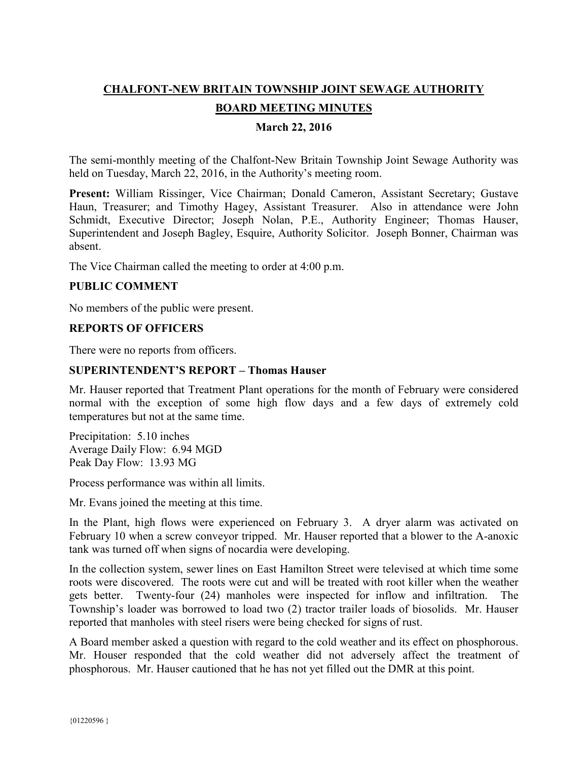# CHALFONT-NEW BRITAIN TOWNSHIP JOINT SEWAGE AUTHORITY

## BOARD MEETING MINUTES

### March 22, 2016

The semi-monthly meeting of the Chalfont-New Britain Township Joint Sewage Authority was held on Tuesday, March 22, 2016, in the Authority's meeting room.

**Present:** William Rissinger, Vice Chairman; Donald Cameron, Assistant Secretary; Gustave Haun, Treasurer; and Timothy Hagey, Assistant Treasurer. Also in attendance were John Schmidt, Executive Director; Joseph Nolan, P.E., Authority Engineer; Thomas Hauser, Superintendent and Joseph Bagley, Esquire, Authority Solicitor. Joseph Bonner, Chairman was absent.

The Vice Chairman called the meeting to order at 4:00 p.m.

**PUBLIC COMMENT**

No members of the public were present.

**REPORTS OF OFFICERS**

There were no reports from officers.

**SUPERINTENDENT'S REPORT – Thomas Hauser**

Mr. Hauser reported that Treatment Plant operations for the month of February were considered normal with the exception of some high flow days and a few days of extremely cold temperatures but not at the same time.

Precipitation: 5.10 inches
Average Daily Flow: 6.94 MGD
Peak Day Flow: 13.93 MG

Process performance was within all limits.

Mr. Evans joined the meeting at this time.

In the Plant, high flows were experienced on February 3. A dryer alarm was activated on February 10 when a screw conveyor tripped. Mr. Hauser reported that a blower to the A-anoxic tank was turned off when signs of nocardia were developing.

In the collection system, sewer lines on East Hamilton Street were televised at which time some roots were discovered. The roots were cut and will be treated with root killer when the weather gets better. Twenty-four (24) manholes were inspected for inflow and infiltration. The Township's loader was borrowed to load two (2) tractor trailer loads of biosolids. Mr. Hauser reported that manholes with steel risers were being checked for signs of rust.

A Board member asked a question with regard to the cold weather and its effect on phosphorous. Mr. Houser responded that the cold weather did not adversely affect the treatment of phosphorous. Mr. Hauser cautioned that he has not yet filled out the DMR at this point.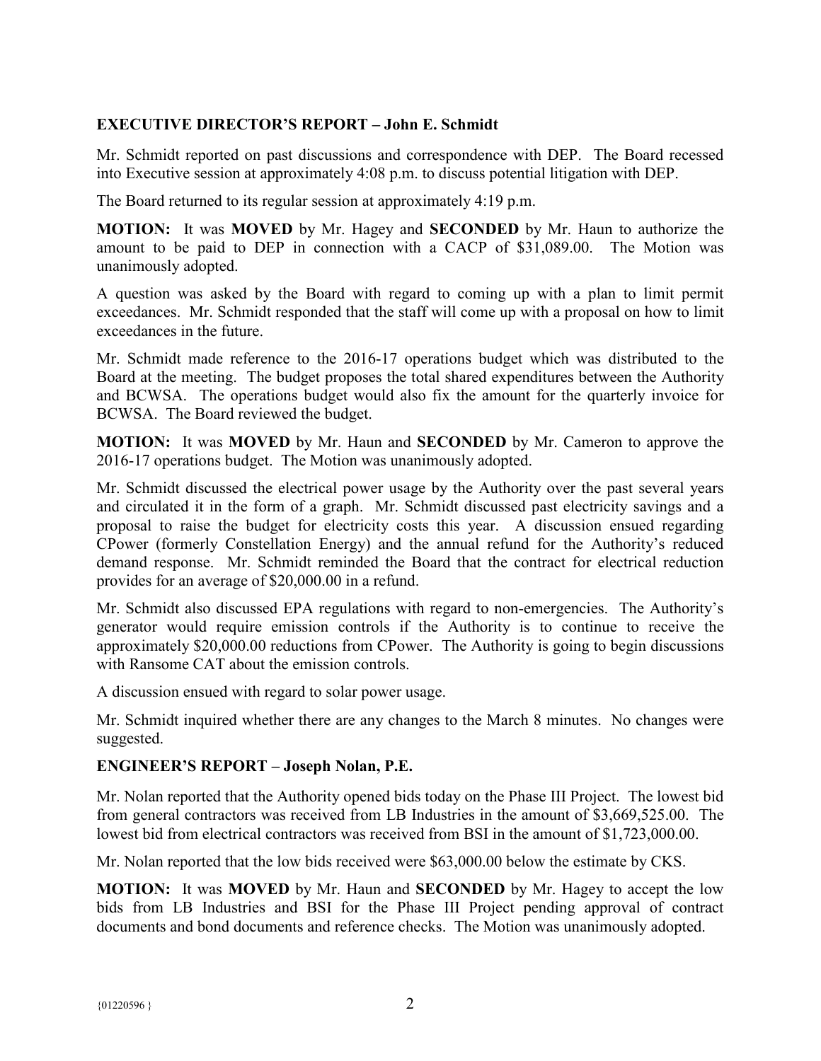**EXECUTIVE DIRECTOR'S REPORT – John E. Schmidt**

Mr. Schmidt reported on past discussions and correspondence with DEP. The Board recessed into Executive session at approximately 4:08 p.m. to discuss potential litigation with DEP.

The Board returned to its regular session at approximately 4:19 p.m.

**MOTION:** It was **MOVED** by Mr. Hagey and **SECONDED** by Mr. Haun to authorize the amount to be paid to DEP in connection with a CACP of $31,089.00. The Motion was unanimously adopted.

A question was asked by the Board with regard to coming up with a plan to limit permit exceedances. Mr. Schmidt responded that the staff will come up with a proposal on how to limit exceedances in the future.

Mr. Schmidt made reference to the 2016-17 operations budget which was distributed to the Board at the meeting. The budget proposes the total shared expenditures between the Authority and BCWSA. The operations budget would also fix the amount for the quarterly invoice for BCWSA. The Board reviewed the budget.

**MOTION:** It was **MOVED** by Mr. Haun and **SECONDED** by Mr. Cameron to approve the 2016-17 operations budget. The Motion was unanimously adopted.

Mr. Schmidt discussed the electrical power usage by the Authority over the past several years and circulated it in the form of a graph. Mr. Schmidt discussed past electricity savings and a proposal to raise the budget for electricity costs this year. A discussion ensued regarding CPower (formerly Constellation Energy) and the annual refund for the Authority's reduced demand response. Mr. Schmidt reminded the Board that the contract for electrical reduction provides for an average of $20,000.00 in a refund.

Mr. Schmidt also discussed EPA regulations with regard to non-emergencies. The Authority's generator would require emission controls if the Authority is to continue to receive the approximately $20,000.00 reductions from CPower. The Authority is going to begin discussions with Ransome CAT about the emission controls.

A discussion ensued with regard to solar power usage.

Mr. Schmidt inquired whether there are any changes to the March 8 minutes. No changes were suggested.

**ENGINEER'S REPORT – Joseph Nolan, P.E.**

Mr. Nolan reported that the Authority opened bids today on the Phase III Project. The lowest bid from general contractors was received from LB Industries in the amount of $3,669,525.00. The lowest bid from electrical contractors was received from BSI in the amount of $1,723,000.00.

Mr. Nolan reported that the low bids received were $63,000.00 below the estimate by CKS.

**MOTION:** It was **MOVED** by Mr. Haun and **SECONDED** by Mr. Hagey to accept the low bids from LB Industries and BSI for the Phase III Project pending approval of contract documents and bond documents and reference checks. The Motion was unanimously adopted.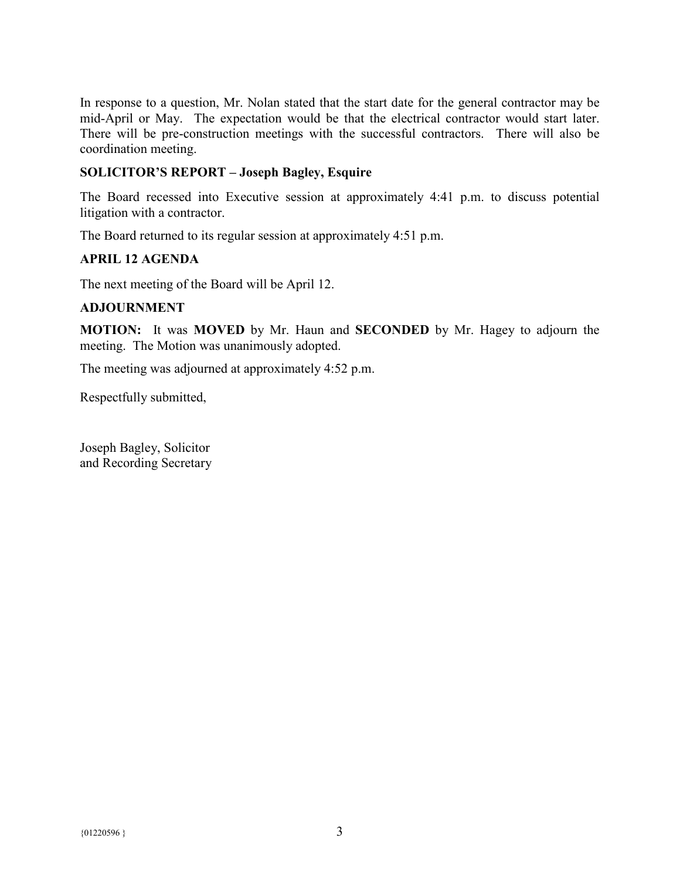In response to a question, Mr. Nolan stated that the start date for the general contractor may be mid-April or May. The expectation would be that the electrical contractor would start later. There will be pre-construction meetings with the successful contractors. There will also be coordination meeting.

**SOLICITOR'S REPORT – Joseph Bagley, Esquire**

The Board recessed into Executive session at approximately 4:41 p.m. to discuss potential litigation with a contractor.

The Board returned to its regular session at approximately 4:51 p.m.

**APRIL 12 AGENDA**

The next meeting of the Board will be April 12.

**ADJOURNMENT**

**MOTION:** It was **MOVED** by Mr. Haun and **SECONDED** by Mr. Hagey to adjourn the meeting. The Motion was unanimously adopted.

The meeting was adjourned at approximately 4:52 p.m.

Respectfully submitted,

Joseph Bagley, Solicitor
and Recording Secretary

{01220596 }